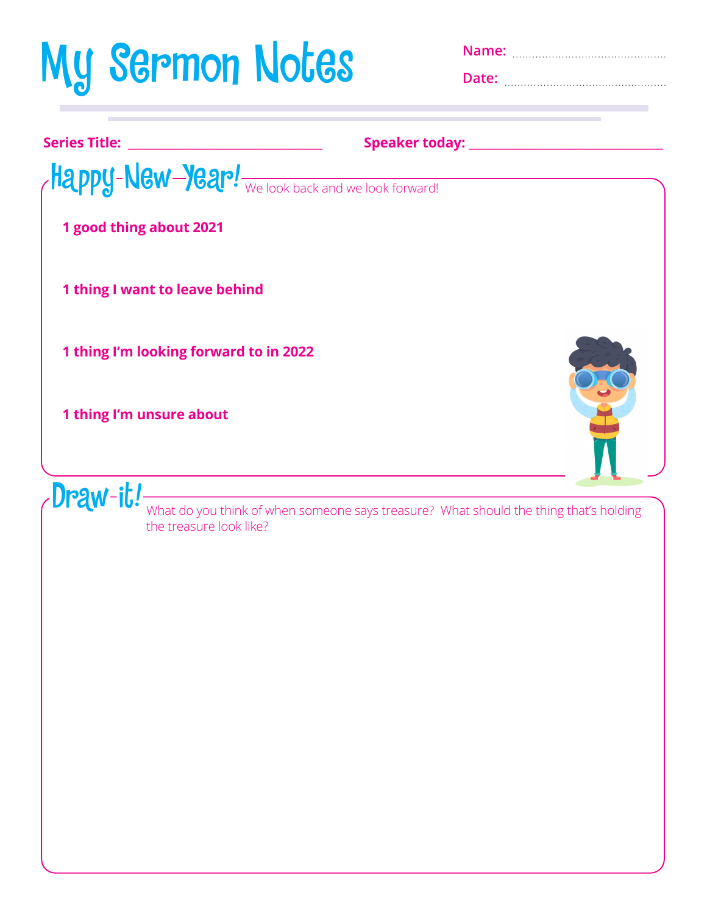# My Sermon Notes

**Name:** ..............................................

**Date:** ..............................................

**Series Title:** ______________________________ **Speaker today:** ______________________________

## Happy-New-Year!

We look back and we look forward!

**1 good thing about 2021**

**1 thing I want to leave behind**

**1 thing I'm looking forward to in 2022**

**1 thing I'm unsure about**

## Draw-it!

What do you think of when someone says treasure? What should the thing that's holding the treasure look like?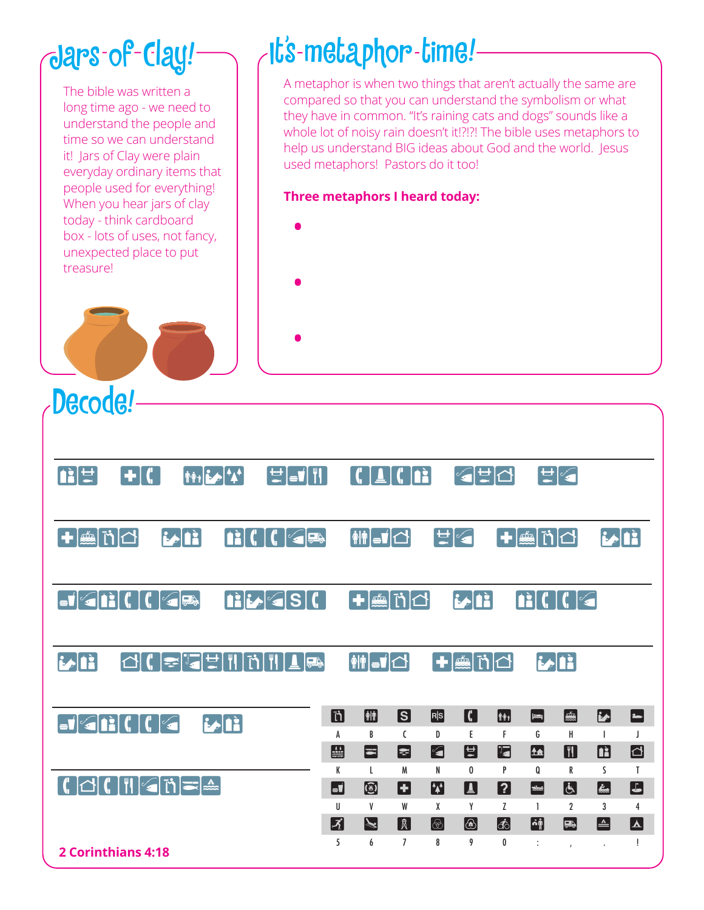# Jars-of-Clay!

The bible was written a long time ago - we need to understand the people and time so we can understand it! Jars of Clay were plain everyday ordinary items that people used for everything! When you hear jars of clay today - think cardboard box - lots of uses, not fancy, unexpected place to put treasure!

# It's-metaphor-time!

A metaphor is when two things that aren't actually the same are compared so that you can understand the symbolism or what they have in common. "It's raining cats and dogs" sounds like a whole lot of noisy rain doesn't it!?!?! The bible uses metaphors to help us understand BIG ideas about God and the world. Jesus used metaphors! Pastors do it too!

**Three metaphors I heard today:**

- 
- 
- 

# Decode!

| | | | | | | | | | |
|---|---|---|---|---|---|---|---|---|---|
| A | B | C | D | E | F | G | H | I | J |
| K | L | M | N | O | P | Q | R | S | T |
| U | V | W | X | Y | Z | 1 | 2 | 3 | 4 |
| 5 | 6 | 7 | 8 | 9 | 0 | : | , | . | ! |

**2 Corinthians 4:18**